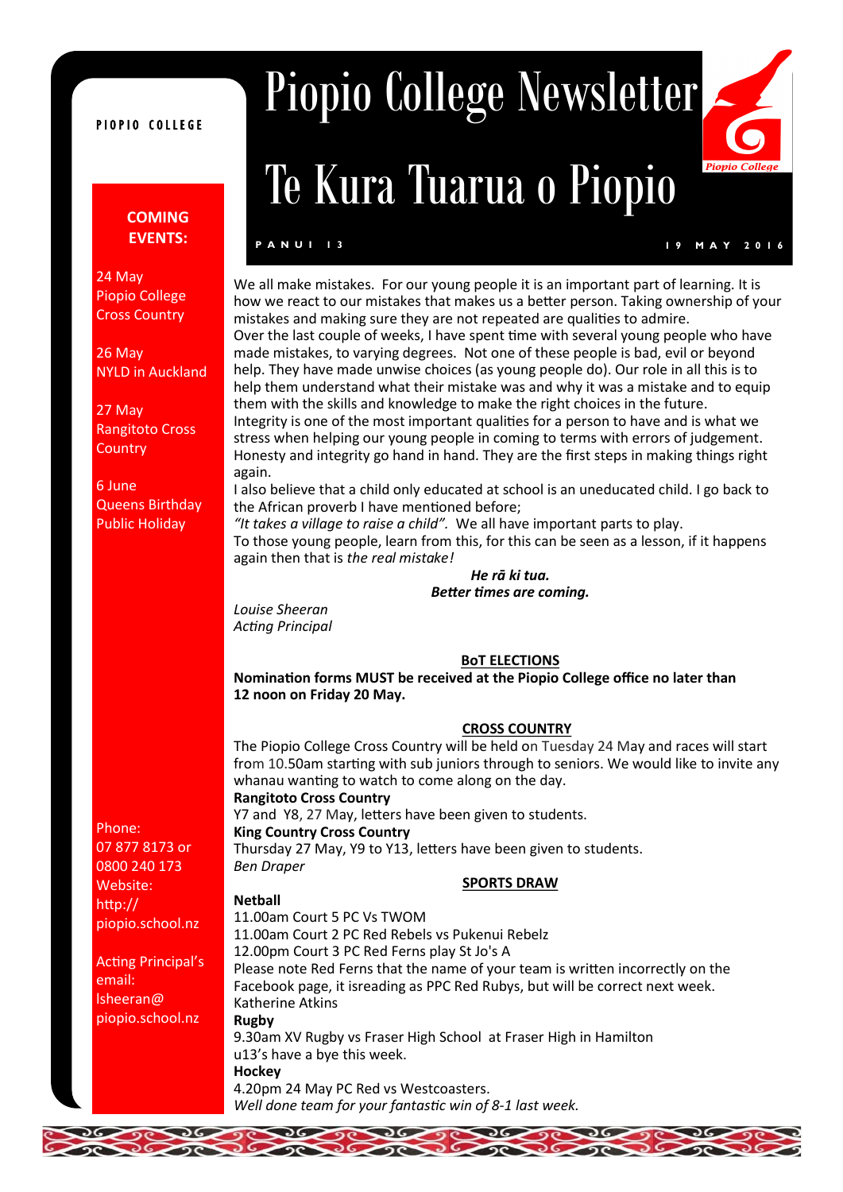PIOPIO COLLEGE

# Piopio College Newsletter

# Te Kura Tuarua o Piopio

PANUI 13 — 19 MAY 2016

**COMING EVENTS:**

24 May
Piopio College Cross Country

26 May
NYLD in Auckland

27 May
Rangitoto Cross Country

6 June
Queens Birthday Public Holiday

Phone:
07 877 8173 or
0800 240 173
Website:
http://piopio.school.nz

Acting Principal's email:
lsheeran@piopio.school.nz

We all make mistakes. For our young people it is an important part of learning. It is how we react to our mistakes that makes us a better person. Taking ownership of your mistakes and making sure they are not repeated are qualities to admire.
Over the last couple of weeks, I have spent time with several young people who have made mistakes, to varying degrees. Not one of these people is bad, evil or beyond help. They have made unwise choices (as young people do). Our role in all this is to help them understand what their mistake was and why it was a mistake and to equip them with the skills and knowledge to make the right choices in the future.
Integrity is one of the most important qualities for a person to have and is what we stress when helping our young people in coming to terms with errors of judgement. Honesty and integrity go hand in hand. They are the first steps in making things right again.
I also believe that a child only educated at school is an uneducated child. I go back to the African proverb I have mentioned before;
*"It takes a village to raise a child".* We all have important parts to play.
To those young people, learn from this, for this can be seen as a lesson, if it happens again then that is *the real mistake!*

***He rā ki tua.***
***Better times are coming.***

*Louise Sheeran*
*Acting Principal*

## BoT ELECTIONS

**Nomination forms MUST be received at the Piopio College office no later than 12 noon on Friday 20 May.**

## CROSS COUNTRY

The Piopio College Cross Country will be held on Tuesday 24 May and races will start from 10.50am starting with sub juniors through to seniors. We would like to invite any whanau wanting to watch to come along on the day.

**Rangitoto Cross Country**
Y7 and Y8, 27 May, letters have been given to students.

**King Country Cross Country**
Thursday 27 May, Y9 to Y13, letters have been given to students.
*Ben Draper*

## SPORTS DRAW

**Netball**
11.00am Court 5 PC Vs TWOM
11.00am Court 2 PC Red Rebels vs Pukenui Rebelz
12.00pm Court 3 PC Red Ferns play St Jo's A
Please note Red Ferns that the name of your team is written incorrectly on the Facebook page, it isreading as PPC Red Rubys, but will be correct next week.
Katherine Atkins

**Rugby**
9.30am XV Rugby vs Fraser High School at Fraser High in Hamilton
u13's have a bye this week.

**Hockey**
4.20pm 24 May PC Red vs Westcoasters.
*Well done team for your fantastic win of 8-1 last week.*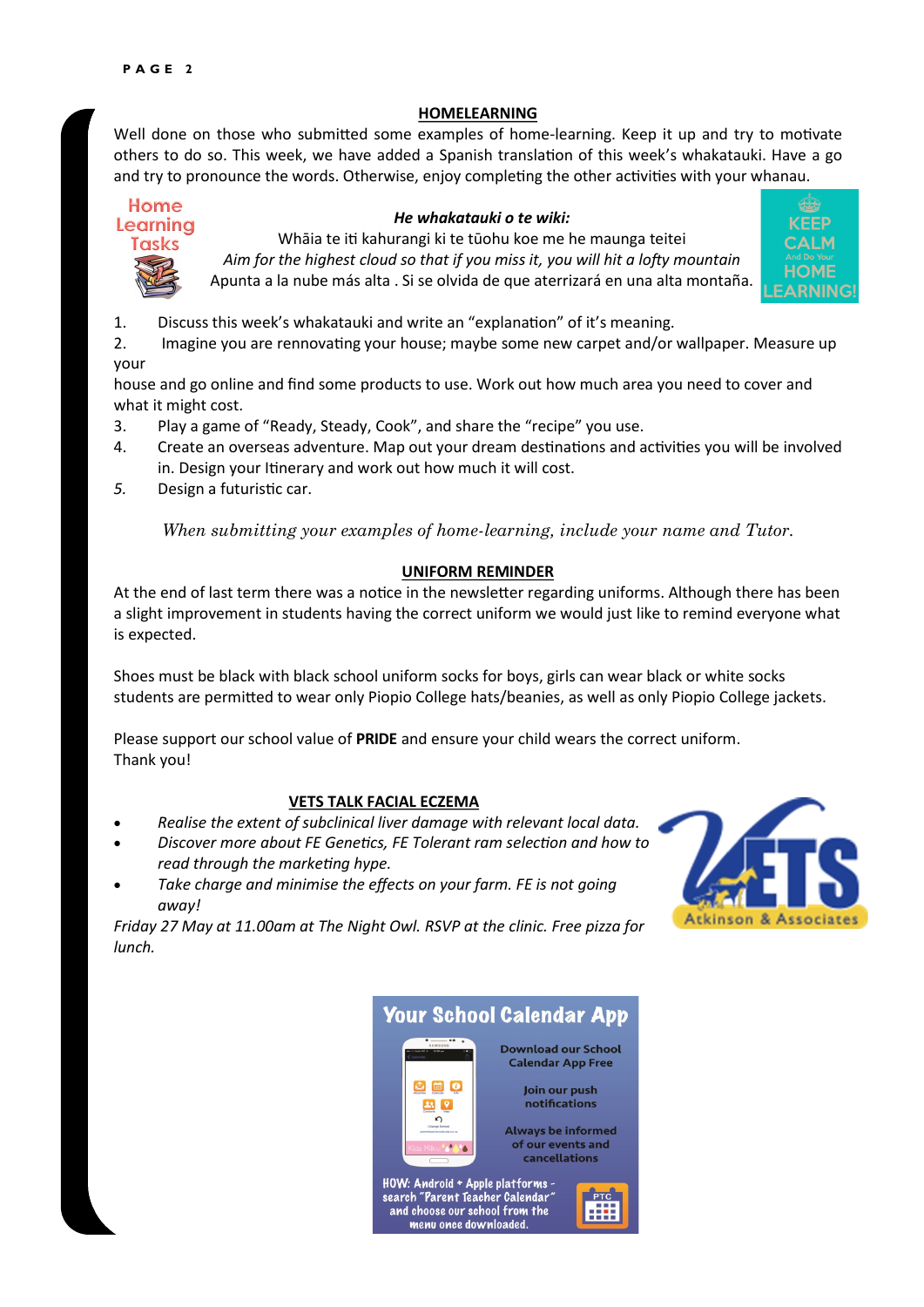## HOMELEARNING

Well done on those who submitted some examples of home-learning. Keep it up and try to motivate others to do so. This week, we have added a Spanish translation of this week's whakatauki. Have a go and try to pronounce the words. Otherwise, enjoy completing the other activities with your whanau.

Home Learning Tasks

***He whakatauki o te wiki:***

Whāia te iti kahurangi ki te tūohu koe me he maunga teitei

*Aim for the highest cloud so that if you miss it, you will hit a lofty mountain*

Apunta a la nube más alta . Si se olvida de que aterrizará en una alta montaña.

KEEP CALM And Do Your HOME LEARNING!

1. Discuss this week's whakatauki and write an "explanation" of it's meaning.
2. Imagine you are rennovating your house; maybe some new carpet and/or wallpaper. Measure up your house and go online and find some products to use. Work out how much area you need to cover and what it might cost.
3. Play a game of "Ready, Steady, Cook", and share the "recipe" you use.
4. Create an overseas adventure. Map out your dream destinations and activities you will be involved in. Design your Itinerary and work out how much it will cost.
5. Design a futuristic car.

*When submitting your examples of home-learning, include your name and Tutor.*

## UNIFORM REMINDER

At the end of last term there was a notice in the newsletter regarding uniforms. Although there has been a slight improvement in students having the correct uniform we would just like to remind everyone what is expected.

Shoes must be black with black school uniform socks for boys, girls can wear black or white socks students are permitted to wear only Piopio College hats/beanies, as well as only Piopio College jackets.

Please support our school value of **PRIDE** and ensure your child wears the correct uniform.
Thank you!

## VETS TALK FACIAL ECZEMA

- *Realise the extent of subclinical liver damage with relevant local data.*
- *Discover more about FE Genetics, FE Tolerant ram selection and how to read through the marketing hype.*
- *Take charge and minimise the effects on your farm. FE is not going away!*

*Friday 27 May at 11.00am at The Night Owl. RSVP at the clinic. Free pizza for lunch.*

VETS Atkinson & Associates

## Your School Calendar App

Download our School Calendar App Free

Join our push notifications

Always be informed of our events and cancellations

HOW: Android + Apple platforms - search "Parent Teacher Calendar" and choose our school from the menu once downloaded.